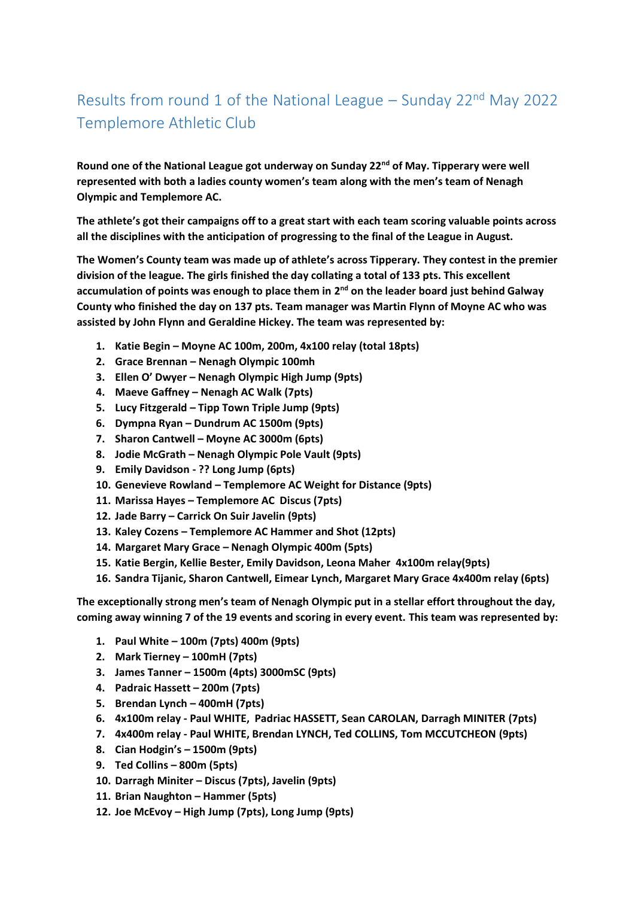# Results from round 1 of the National League – Sunday 22nd May 2022 Templemore Athletic Club

**Round one of the National League got underway on Sunday 22nd of May. Tipperary were well represented with both a ladies county women's team along with the men's team of Nenagh Olympic and Templemore AC.**

**The athlete's got their campaigns off to a great start with each team scoring valuable points across all the disciplines with the anticipation of progressing to the final of the League in August.**

**The Women's County team was made up of athlete's across Tipperary. They contest in the premier division of the league. The girls finished the day collating a total of 133 pts. This excellent accumulation of points was enough to place them in 2nd on the leader board just behind Galway County who finished the day on 137 pts. Team manager was Martin Flynn of Moyne AC who was assisted by John Flynn and Geraldine Hickey. The team was represented by:**

1. **Katie Begin – Moyne AC 100m, 200m, 4x100 relay (total 18pts)**
2. **Grace Brennan – Nenagh Olympic 100mh**
3. **Ellen O' Dwyer – Nenagh Olympic High Jump (9pts)**
4. **Maeve Gaffney – Nenagh AC Walk (7pts)**
5. **Lucy Fitzgerald – Tipp Town Triple Jump (9pts)**
6. **Dympna Ryan – Dundrum AC 1500m (9pts)**
7. **Sharon Cantwell – Moyne AC 3000m (6pts)**
8. **Jodie McGrath – Nenagh Olympic Pole Vault (9pts)**
9. **Emily Davidson - ?? Long Jump (6pts)**
10. **Genevieve Rowland – Templemore AC Weight for Distance (9pts)**
11. **Marissa Hayes – Templemore AC Discus (7pts)**
12. **Jade Barry – Carrick On Suir Javelin (9pts)**
13. **Kaley Cozens – Templemore AC Hammer and Shot (12pts)**
14. **Margaret Mary Grace – Nenagh Olympic 400m (5pts)**
15. **Katie Bergin, Kellie Bester, Emily Davidson, Leona Maher 4x100m relay(9pts)**
16. **Sandra Tijanic, Sharon Cantwell, Eimear Lynch, Margaret Mary Grace 4x400m relay (6pts)**

**The exceptionally strong men's team of Nenagh Olympic put in a stellar effort throughout the day, coming away winning 7 of the 19 events and scoring in every event. This team was represented by:**

1. **Paul White – 100m (7pts) 400m (9pts)**
2. **Mark Tierney – 100mH (7pts)**
3. **James Tanner – 1500m (4pts) 3000mSC (9pts)**
4. **Padraic Hassett – 200m (7pts)**
5. **Brendan Lynch – 400mH (7pts)**
6. **4x100m relay - Paul WHITE, Padriac HASSETT, Sean CAROLAN, Darragh MINITER (7pts)**
7. **4x400m relay - Paul WHITE, Brendan LYNCH, Ted COLLINS, Tom MCCUTCHEON (9pts)**
8. **Cian Hodgin's – 1500m (9pts)**
9. **Ted Collins – 800m (5pts)**
10. **Darragh Miniter – Discus (7pts), Javelin (9pts)**
11. **Brian Naughton – Hammer (5pts)**
12. **Joe McEvoy – High Jump (7pts), Long Jump (9pts)**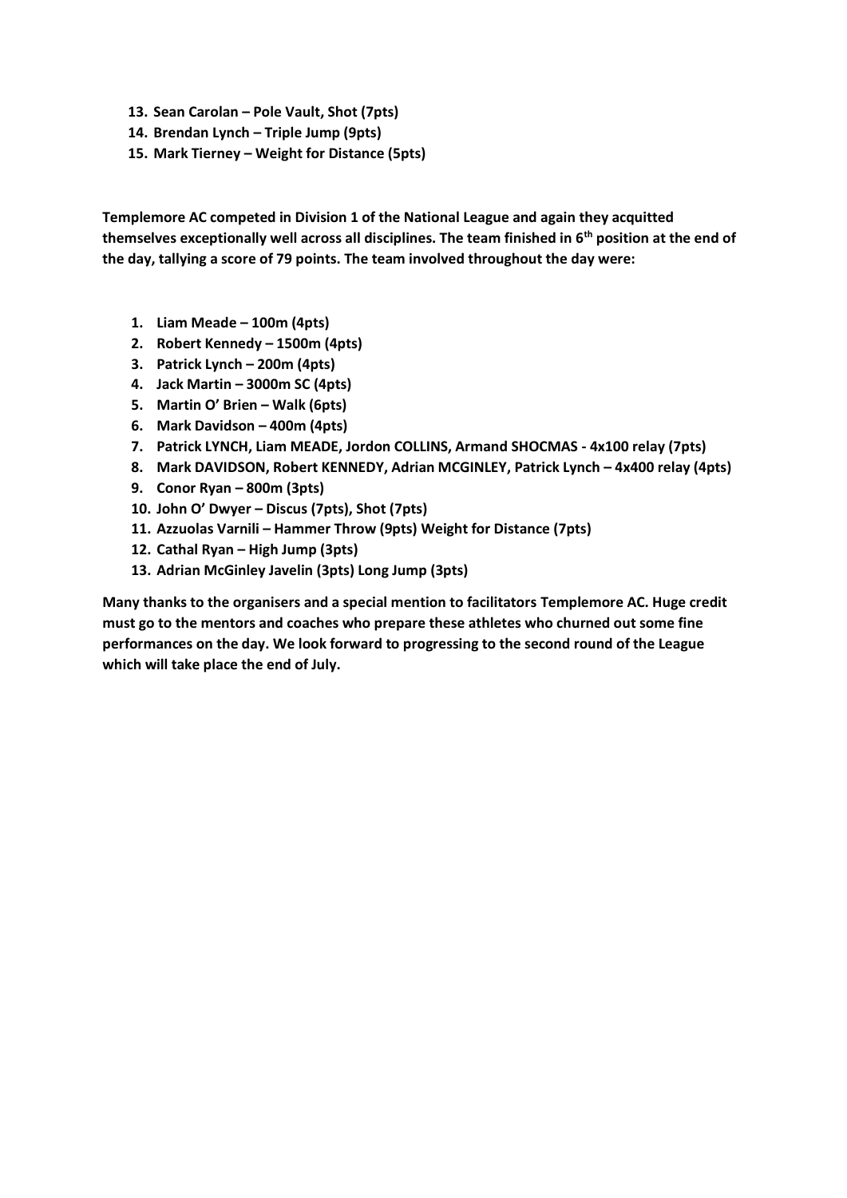13. **Sean Carolan – Pole Vault, Shot (7pts)**
14. **Brendan Lynch – Triple Jump (9pts)**
15. **Mark Tierney – Weight for Distance (5pts)**

**Templemore AC competed in Division 1 of the National League and again they acquitted themselves exceptionally well across all disciplines. The team finished in 6th position at the end of the day, tallying a score of 79 points. The team involved throughout the day were:**

1. **Liam Meade – 100m (4pts)**
2. **Robert Kennedy – 1500m (4pts)**
3. **Patrick Lynch – 200m (4pts)**
4. **Jack Martin – 3000m SC (4pts)**
5. **Martin O' Brien – Walk (6pts)**
6. **Mark Davidson – 400m (4pts)**
7. **Patrick LYNCH, Liam MEADE, Jordon COLLINS, Armand SHOCMAS - 4x100 relay (7pts)**
8. **Mark DAVIDSON, Robert KENNEDY, Adrian MCGINLEY, Patrick Lynch – 4x400 relay (4pts)**
9. **Conor Ryan – 800m (3pts)**
10. **John O' Dwyer – Discus (7pts), Shot (7pts)**
11. **Azzuolas Varnili – Hammer Throw (9pts) Weight for Distance (7pts)**
12. **Cathal Ryan – High Jump (3pts)**
13. **Adrian McGinley Javelin (3pts) Long Jump (3pts)**

**Many thanks to the organisers and a special mention to facilitators Templemore AC. Huge credit must go to the mentors and coaches who prepare these athletes who churned out some fine performances on the day. We look forward to progressing to the second round of the League which will take place the end of July.**